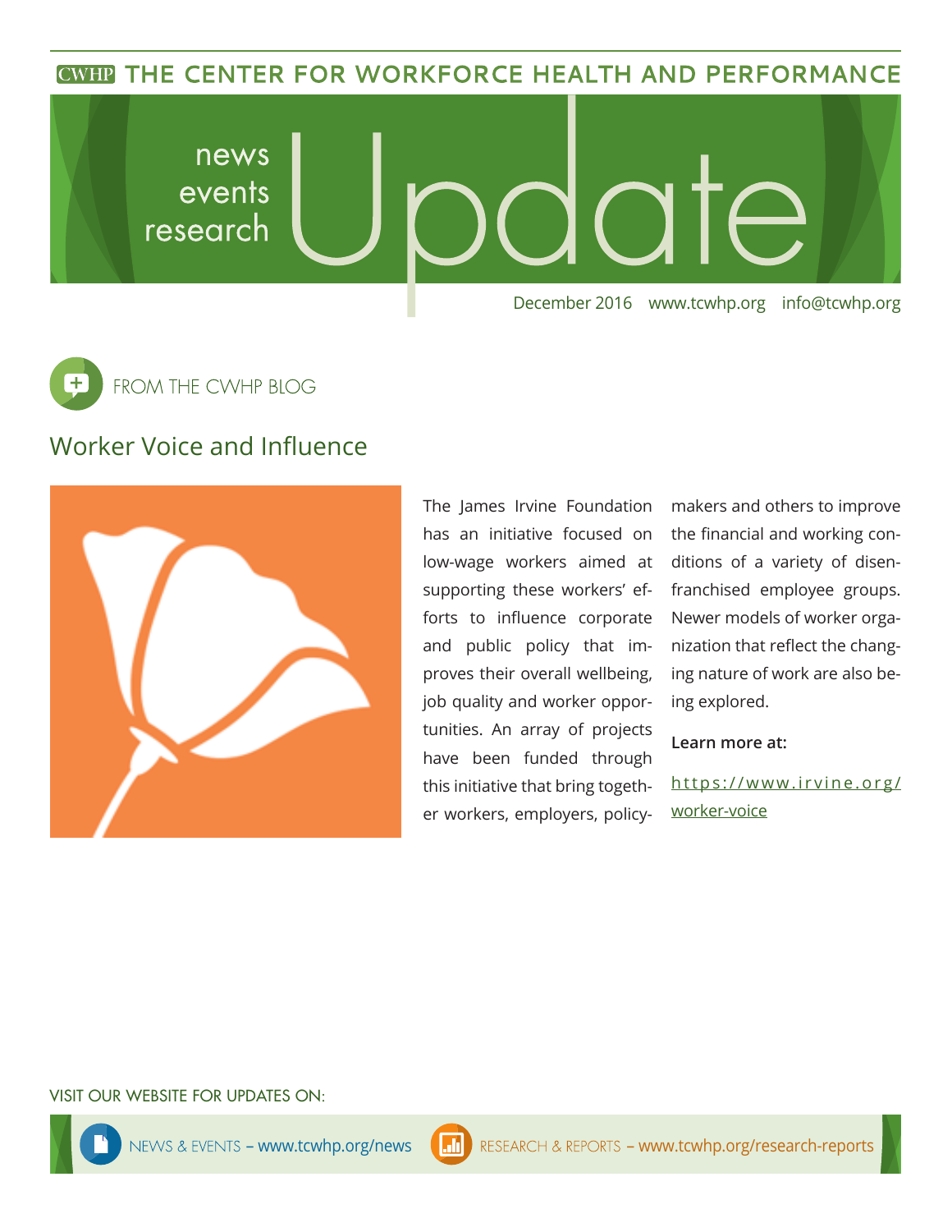# THE CENTER FOR WORKFORCE HEALTH AND PERFORMANCE

news
events
research

# Update

December 2016 www.tcwhp.org info@tcwhp.org

FROM THE CWHP BLOG

## Worker Voice and Influence

The James Irvine Foundation has an initiative focused on low-wage workers aimed at supporting these workers' efforts to influence corporate and public policy that improves their overall wellbeing, job quality and worker opportunities. An array of projects have been funded through this initiative that bring together workers, employers, policymakers and others to improve the financial and working conditions of a variety of disenfranchised employee groups. Newer models of worker organization that reflect the changing nature of work are also being explored.

**Learn more at:**

https://www.irvine.org/worker-voice

VISIT OUR WEBSITE FOR UPDATES ON:

NEWS & EVENTS – www.tcwhp.org/news

RESEARCH & REPORTS – www.tcwhp.org/research-reports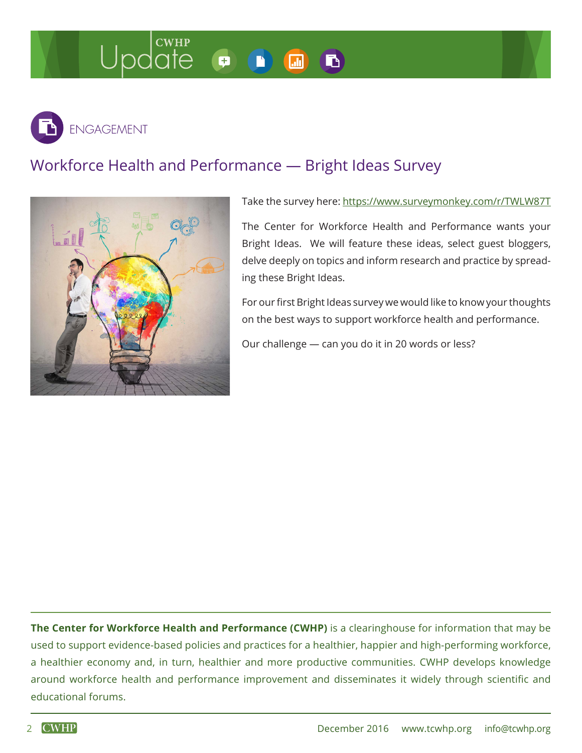## ENGAGEMENT

# Workforce Health and Performance — Bright Ideas Survey

Take the survey here: https://www.surveymonkey.com/r/TWLW87T

The Center for Workforce Health and Performance wants your Bright Ideas. We will feature these ideas, select guest bloggers, delve deeply on topics and inform research and practice by spreading these Bright Ideas.

For our first Bright Ideas survey we would like to know your thoughts on the best ways to support workforce health and performance.

Our challenge — can you do it in 20 words or less?

**The Center for Workforce Health and Performance (CWHP)** is a clearinghouse for information that may be used to support evidence-based policies and practices for a healthier, happier and high-performing workforce, a healthier economy and, in turn, healthier and more productive communities. CWHP develops knowledge around workforce health and performance improvement and disseminates it widely through scientific and educational forums.